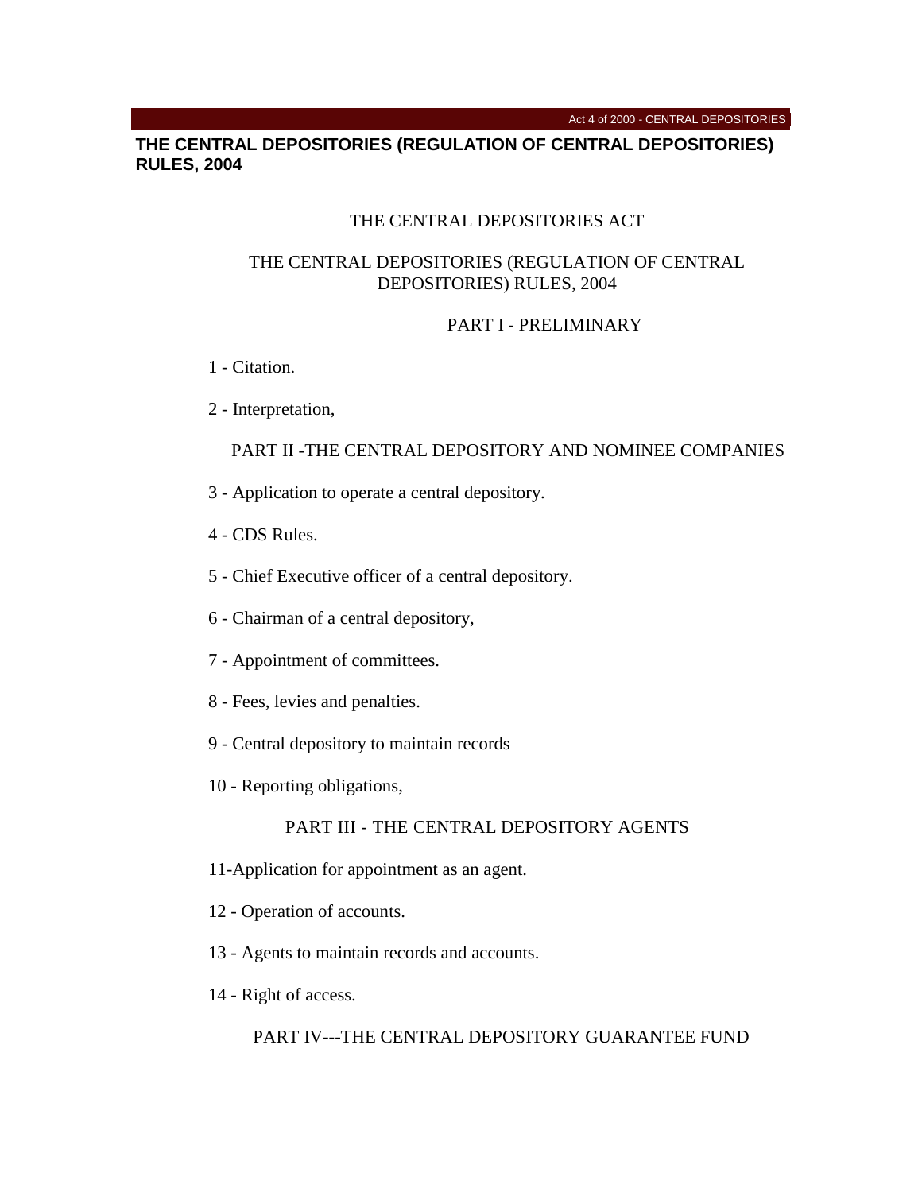# THE CENTRAL DEPOSITORIES (REGULATION OF CENTRAL DEPOSITORIES) RULES, 2004

THE CENTRAL DEPOSITORIES ACT

THE CENTRAL DEPOSITORIES (REGULATION OF CENTRAL DEPOSITORIES) RULES, 2004

## PART I - PRELIMINARY

1 - Citation.

2 - Interpretation,

## PART II -THE CENTRAL DEPOSITORY AND NOMINEE COMPANIES

3 - Application to operate a central depository.

4 - CDS Rules.

5 - Chief Executive officer of a central depository.

6 - Chairman of a central depository,

7 - Appointment of committees.

8 - Fees, levies and penalties.

9 - Central depository to maintain records

10 - Reporting obligations,

## PART III - THE CENTRAL DEPOSITORY AGENTS

11-Application for appointment as an agent.

12 - Operation of accounts.

13 - Agents to maintain records and accounts.

14 - Right of access.

## PART IV---THE CENTRAL DEPOSITORY GUARANTEE FUND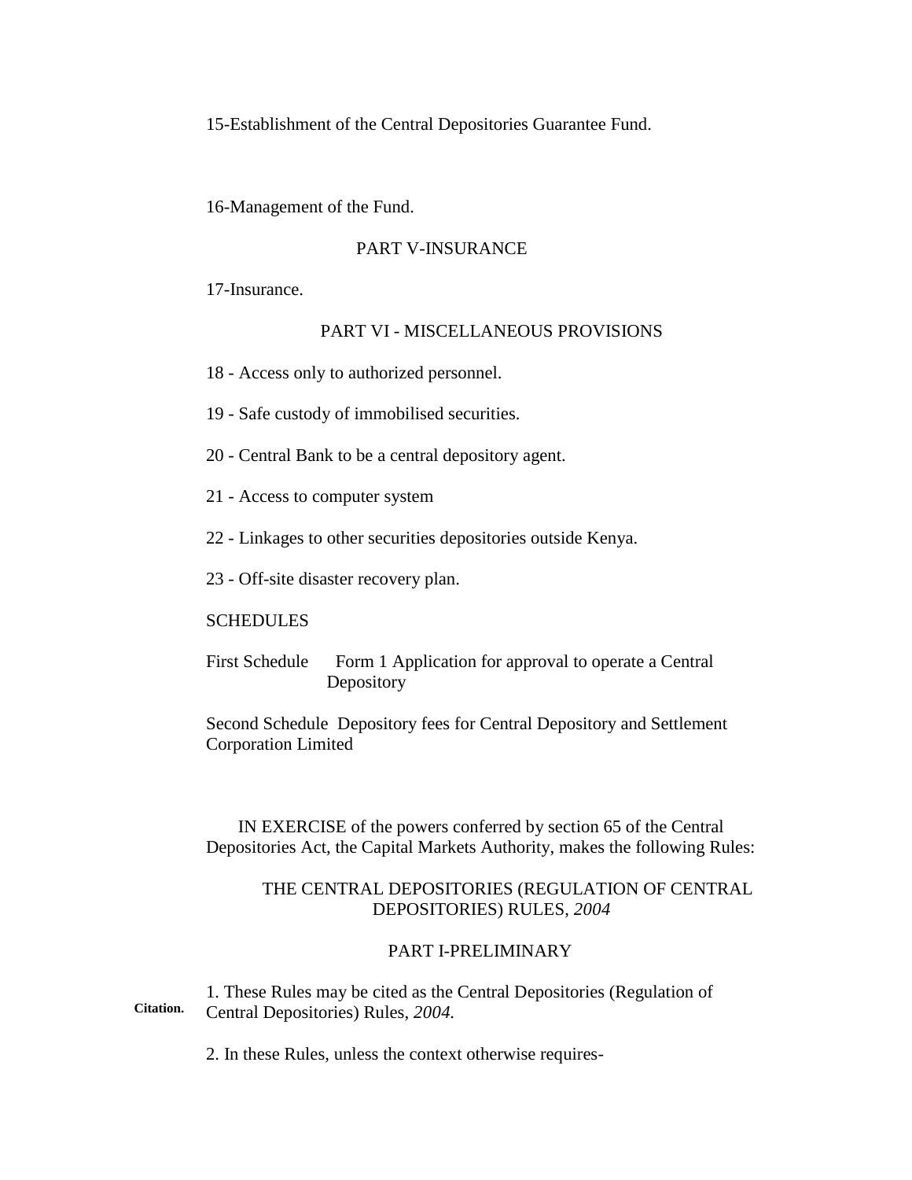15-Establishment of the Central Depositories Guarantee Fund.

16-Management of the Fund.

PART V-INSURANCE

17-Insurance.

PART VI - MISCELLANEOUS PROVISIONS

18 - Access only to authorized personnel.

19 - Safe custody of immobilised securities.

20 - Central Bank to be a central depository agent.

21 - Access to computer system

22 - Linkages to other securities depositories outside Kenya.

23 - Off-site disaster recovery plan.

SCHEDULES

First Schedule Form 1 Application for approval to operate a Central Depository

Second Schedule Depository fees for Central Depository and Settlement Corporation Limited

IN EXERCISE of the powers conferred by section 65 of the Central Depositories Act, the Capital Markets Authority, makes the following Rules:

## THE CENTRAL DEPOSITORIES (REGULATION OF CENTRAL DEPOSITORIES) RULES, *2004*

### PART I-PRELIMINARY

**Citation.** 1. These Rules may be cited as the Central Depositories (Regulation of Central Depositories) Rules, *2004.*

2. In these Rules, unless the context otherwise requires-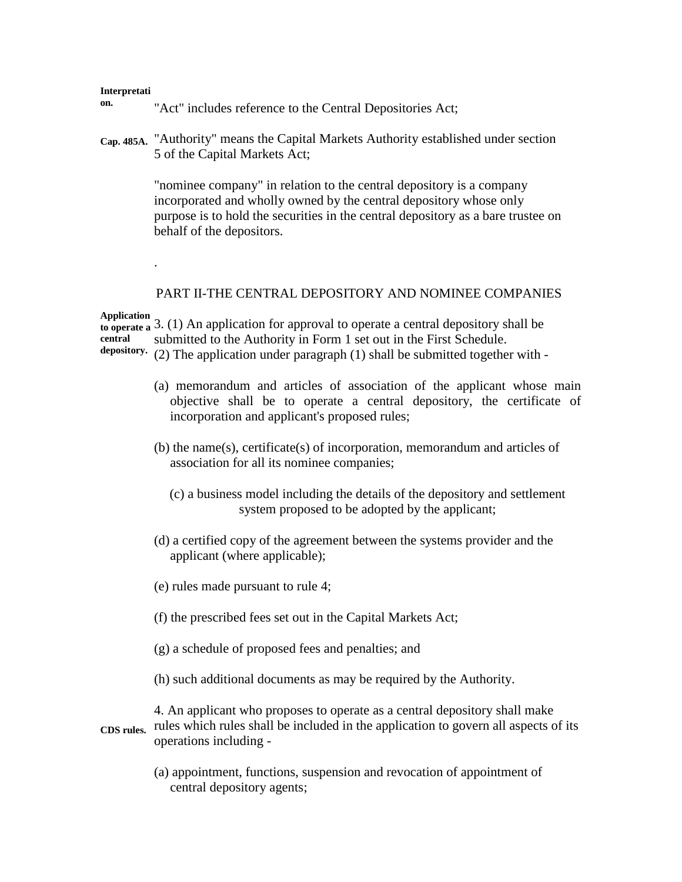**Interpretation.** "Act" includes reference to the Central Depositories Act;

**Cap. 485A.** "Authority" means the Capital Markets Authority established under section 5 of the Capital Markets Act;

"nominee company" in relation to the central depository is a company incorporated and wholly owned by the central depository whose only purpose is to hold the securities in the central depository as a bare trustee on behalf of the depositors.

.

## PART II-THE CENTRAL DEPOSITORY AND NOMINEE COMPANIES

**Application to operate a central depository.** 3. (1) An application for approval to operate a central depository shall be submitted to the Authority in Form 1 set out in the First Schedule.

(2) The application under paragraph (1) shall be submitted together with -

(a) memorandum and articles of association of the applicant whose main objective shall be to operate a central depository, the certificate of incorporation and applicant's proposed rules;

(b) the name(s), certificate(s) of incorporation, memorandum and articles of association for all its nominee companies;

(c) a business model including the details of the depository and settlement system proposed to be adopted by the applicant;

(d) a certified copy of the agreement between the systems provider and the applicant (where applicable);

(e) rules made pursuant to rule 4;

(f) the prescribed fees set out in the Capital Markets Act;

(g) a schedule of proposed fees and penalties; and

(h) such additional documents as may be required by the Authority.

**CDS rules.** 4. An applicant who proposes to operate as a central depository shall make rules which rules shall be included in the application to govern all aspects of its operations including -

(a) appointment, functions, suspension and revocation of appointment of central depository agents;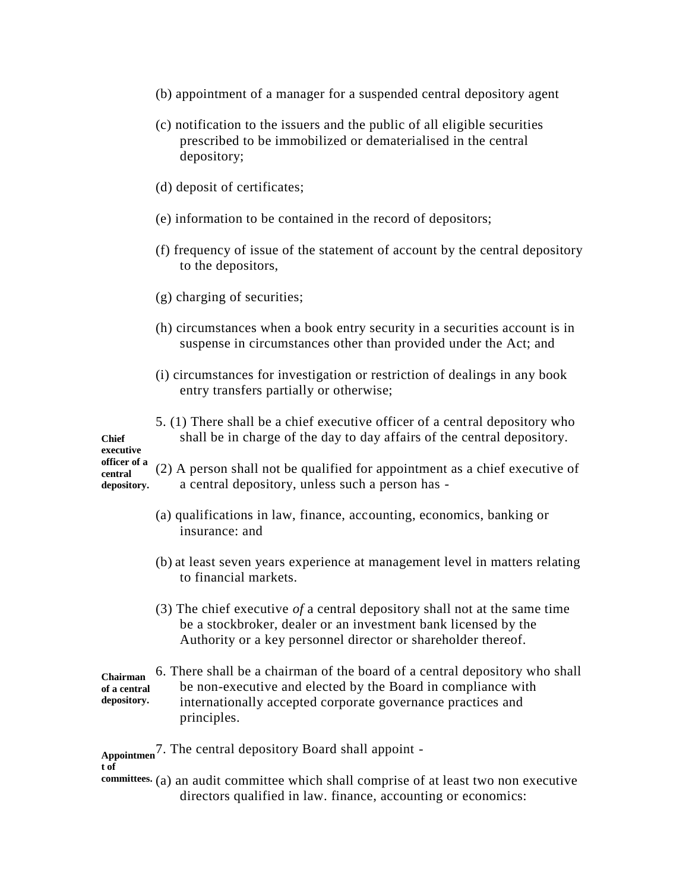(b) appointment of a manager for a suspended central depository agent

(c) notification to the issuers and the public of all eligible securities prescribed to be immobilized or dematerialised in the central depository;

(d) deposit of certificates;

(e) information to be contained in the record of depositors;

(f) frequency of issue of the statement of account by the central depository to the depositors,

(g) charging of securities;

(h) circumstances when a book entry security in a securities account is in suspense in circumstances other than provided under the Act; and

(i) circumstances for investigation or restriction of dealings in any book entry transfers partially or otherwise;

**Chief executive officer of a central depository.**

5. (1) There shall be a chief executive officer of a central depository who shall be in charge of the day to day affairs of the central depository.

(2) A person shall not be qualified for appointment as a chief executive of a central depository, unless such a person has -

(a) qualifications in law, finance, accounting, economics, banking or insurance: and

(b) at least seven years experience at management level in matters relating to financial markets.

(3) The chief executive *of* a central depository shall not at the same time be a stockbroker, dealer or an investment bank licensed by the Authority or a key personnel director or shareholder thereof.

**Chairman of a central depository.**

6. There shall be a chairman of the board of a central depository who shall be non-executive and elected by the Board in compliance with internationally accepted corporate governance practices and principles.

**Appointment of committees.**

7. The central depository Board shall appoint -

(a) an audit committee which shall comprise of at least two non executive directors qualified in law. finance, accounting or economics: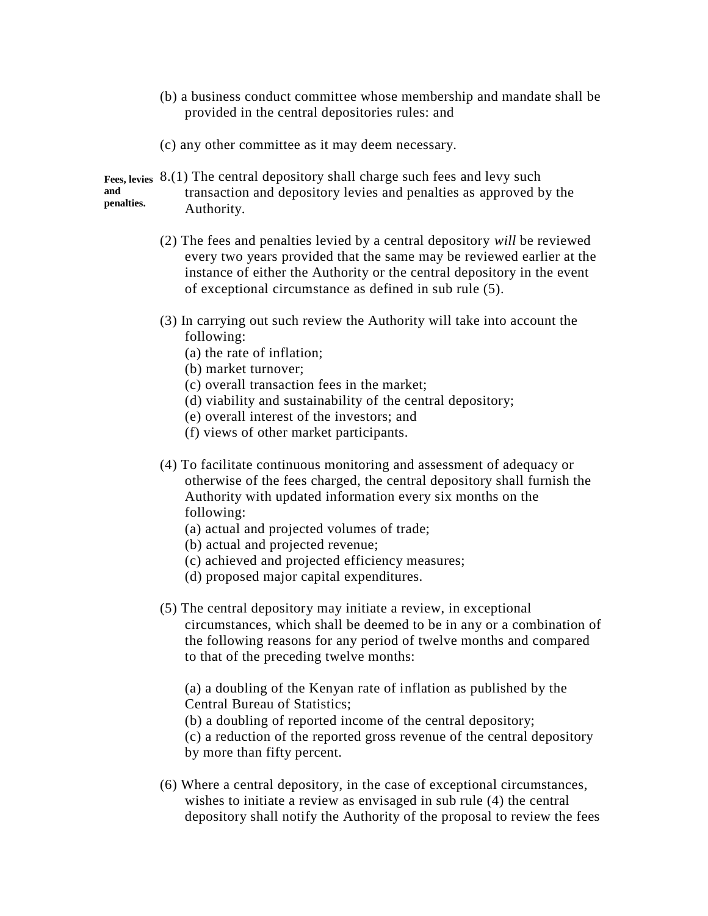(b) a business conduct committee whose membership and mandate shall be provided in the central depositories rules: and

(c) any other committee as it may deem necessary.

**Fees, levies and penalties.**

8.(1) The central depository shall charge such fees and levy such transaction and depository levies and penalties as approved by the Authority.

(2) The fees and penalties levied by a central depository *will* be reviewed every two years provided that the same may be reviewed earlier at the instance of either the Authority or the central depository in the event of exceptional circumstance as defined in sub rule (5).

(3) In carrying out such review the Authority will take into account the following:
- (a) the rate of inflation;
- (b) market turnover;
- (c) overall transaction fees in the market;
- (d) viability and sustainability of the central depository;
- (e) overall interest of the investors; and
- (f) views of other market participants.

(4) To facilitate continuous monitoring and assessment of adequacy or otherwise of the fees charged, the central depository shall furnish the Authority with updated information every six months on the following:
- (a) actual and projected volumes of trade;
- (b) actual and projected revenue;
- (c) achieved and projected efficiency measures;
- (d) proposed major capital expenditures.

(5) The central depository may initiate a review, in exceptional circumstances, which shall be deemed to be in any or a combination of the following reasons for any period of twelve months and compared to that of the preceding twelve months:

(a) a doubling of the Kenyan rate of inflation as published by the Central Bureau of Statistics;
(b) a doubling of reported income of the central depository;
(c) a reduction of the reported gross revenue of the central depository by more than fifty percent.

(6) Where a central depository, in the case of exceptional circumstances, wishes to initiate a review as envisaged in sub rule (4) the central depository shall notify the Authority of the proposal to review the fees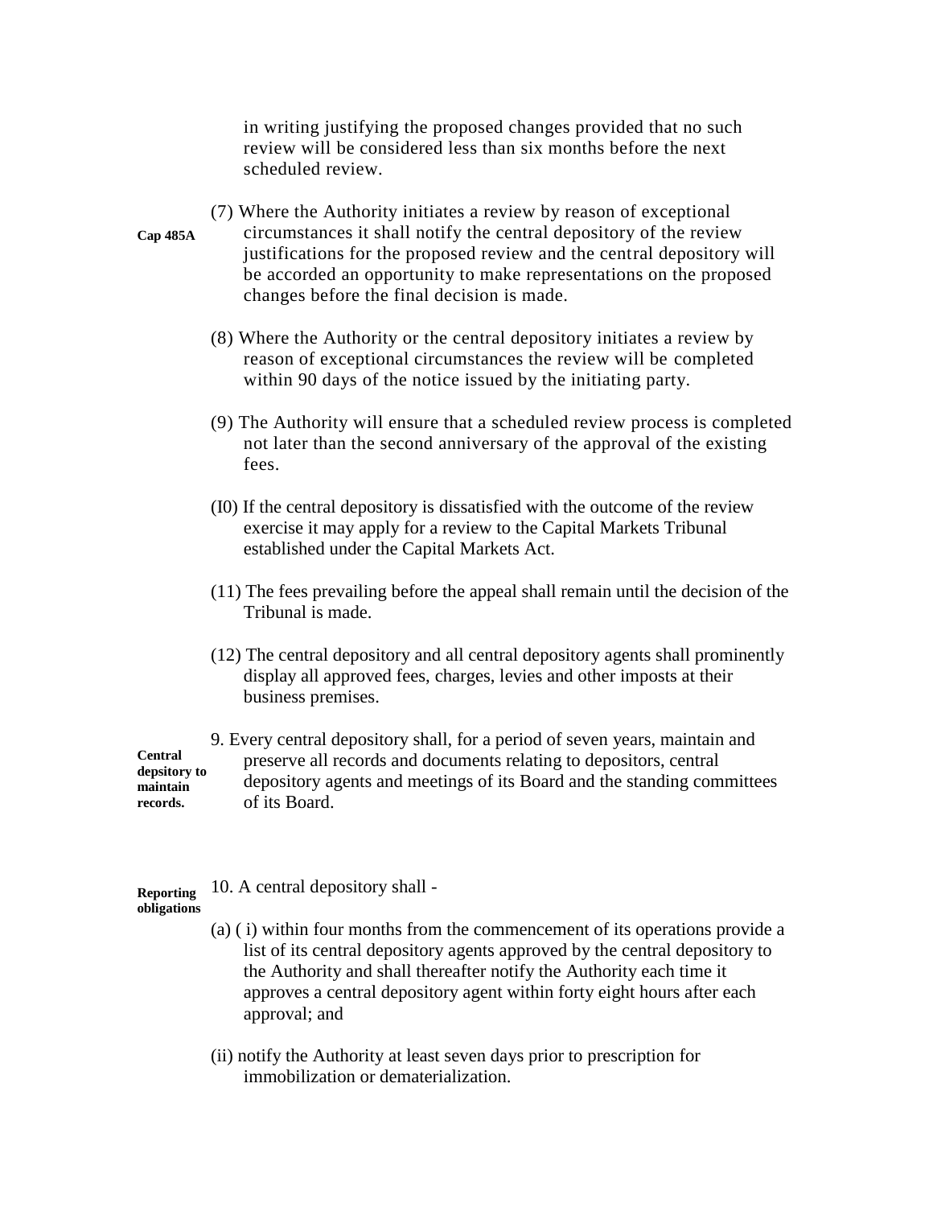in writing justifying the proposed changes provided that no such review will be considered less than six months before the next scheduled review.

**Cap 485A**

(7) Where the Authority initiates a review by reason of exceptional circumstances it shall notify the central depository of the review justifications for the proposed review and the central depository will be accorded an opportunity to make representations on the proposed changes before the final decision is made.

(8) Where the Authority or the central depository initiates a review by reason of exceptional circumstances the review will be completed within 90 days of the notice issued by the initiating party.

(9) The Authority will ensure that a scheduled review process is completed not later than the second anniversary of the approval of the existing fees.

(I0) If the central depository is dissatisfied with the outcome of the review exercise it may apply for a review to the Capital Markets Tribunal established under the Capital Markets Act.

(11) The fees prevailing before the appeal shall remain until the decision of the Tribunal is made.

(12) The central depository and all central depository agents shall prominently display all approved fees, charges, levies and other imposts at their business premises.

**Central depsitory to maintain records.**

9. Every central depository shall, for a period of seven years, maintain and preserve all records and documents relating to depositors, central depository agents and meetings of its Board and the standing committees of its Board.

**Reporting obligations**

10. A central depository shall -

(a) ( i) within four months from the commencement of its operations provide a list of its central depository agents approved by the central depository to the Authority and shall thereafter notify the Authority each time it approves a central depository agent within forty eight hours after each approval; and

(ii) notify the Authority at least seven days prior to prescription for immobilization or dematerialization.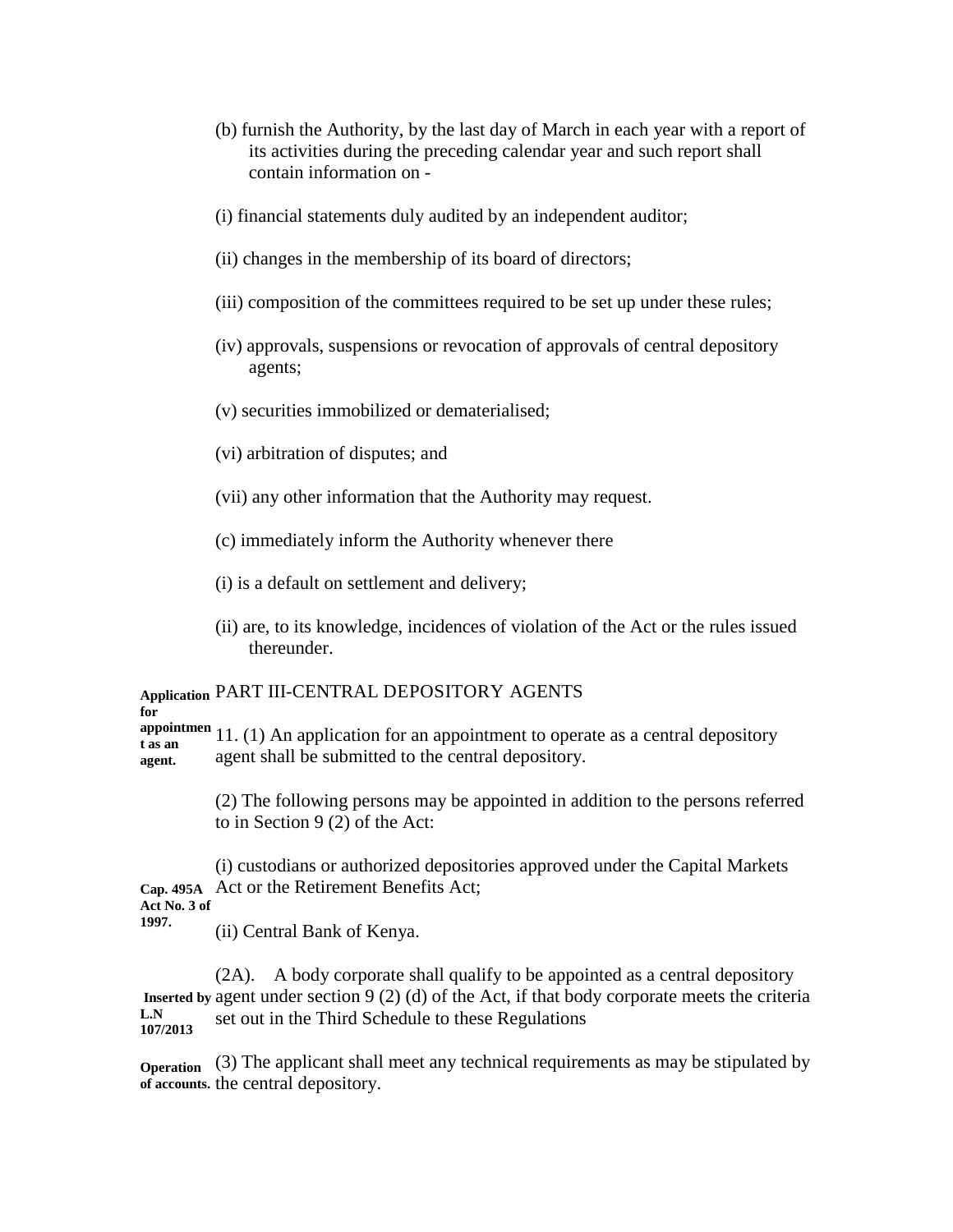(b) furnish the Authority, by the last day of March in each year with a report of its activities during the preceding calendar year and such report shall contain information on -

(i) financial statements duly audited by an independent auditor;

(ii) changes in the membership of its board of directors;

(iii) composition of the committees required to be set up under these rules;

(iv) approvals, suspensions or revocation of approvals of central depository agents;

(v) securities immobilized or dematerialised;

(vi) arbitration of disputes; and

(vii) any other information that the Authority may request.

(c) immediately inform the Authority whenever there

(i) is a default on settlement and delivery;

(ii) are, to its knowledge, incidences of violation of the Act or the rules issued thereunder.

## PART III-CENTRAL DEPOSITORY AGENTS

**Application for appointment as an agent.**

11. (1) An application for an appointment to operate as a central depository agent shall be submitted to the central depository.

(2) The following persons may be appointed in addition to the persons referred to in Section 9 (2) of the Act:

**Cap. 495A Act No. 3 of 1997.**

(i) custodians or authorized depositories approved under the Capital Markets Act or the Retirement Benefits Act;

(ii) Central Bank of Kenya.

**Inserted by L.N 107/2013**

(2A). A body corporate shall qualify to be appointed as a central depository agent under section 9 (2) (d) of the Act, if that body corporate meets the criteria set out in the Third Schedule to these Regulations

**Operation of accounts.**

(3) The applicant shall meet any technical requirements as may be stipulated by the central depository.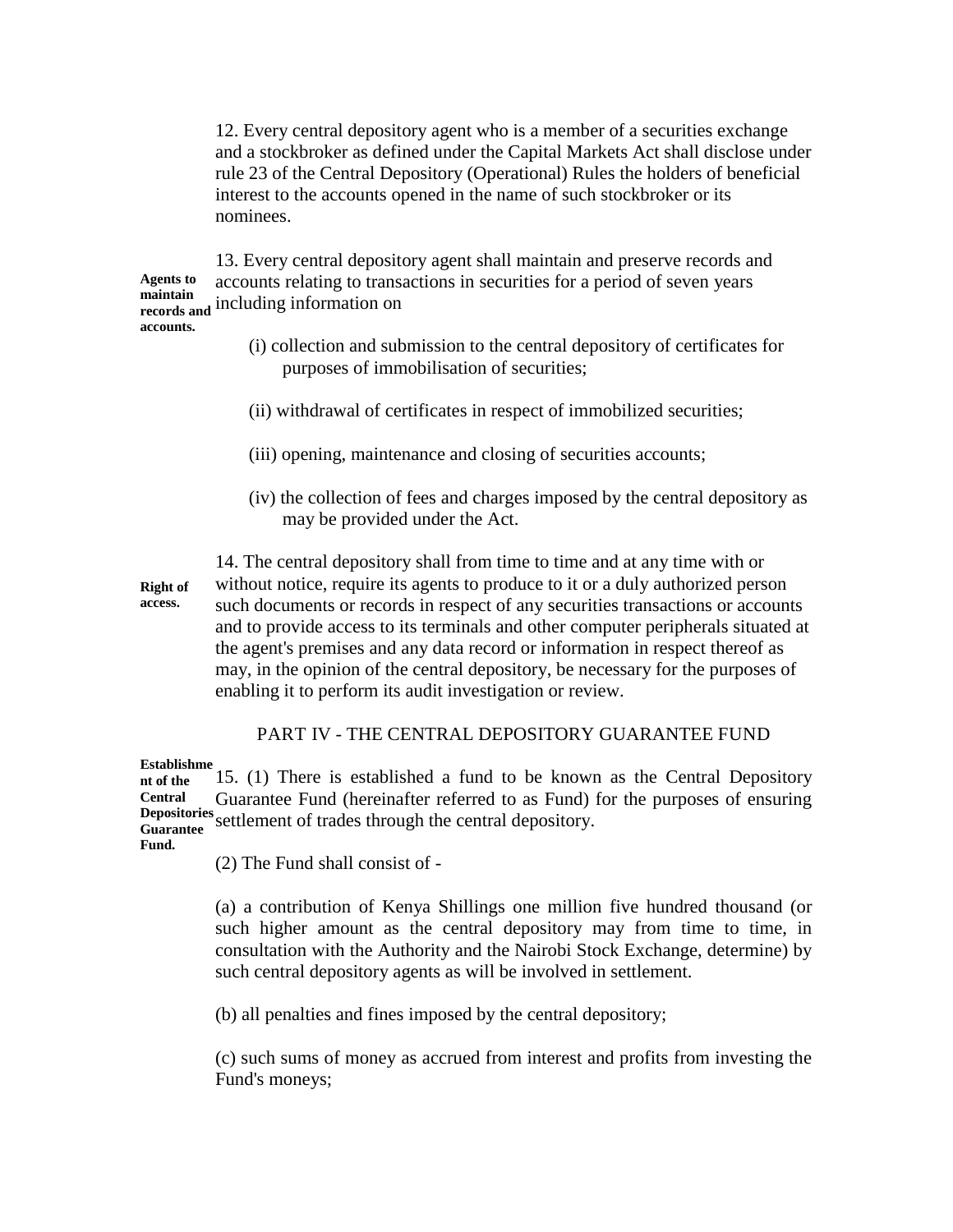12. Every central depository agent who is a member of a securities exchange and a stockbroker as defined under the Capital Markets Act shall disclose under rule 23 of the Central Depository (Operational) Rules the holders of beneficial interest to the accounts opened in the name of such stockbroker or its nominees.

**Agents to maintain records and accounts.**

13. Every central depository agent shall maintain and preserve records and accounts relating to transactions in securities for a period of seven years including information on

(i) collection and submission to the central depository of certificates for purposes of immobilisation of securities;

(ii) withdrawal of certificates in respect of immobilized securities;

(iii) opening, maintenance and closing of securities accounts;

(iv) the collection of fees and charges imposed by the central depository as may be provided under the Act.

**Right of access.**

14. The central depository shall from time to time and at any time with or without notice, require its agents to produce to it or a duly authorized person such documents or records in respect of any securities transactions or accounts and to provide access to its terminals and other computer peripherals situated at the agent's premises and any data record or information in respect thereof as may, in the opinion of the central depository, be necessary for the purposes of enabling it to perform its audit investigation or review.

## PART IV - THE CENTRAL DEPOSITORY GUARANTEE FUND

**Establishment of the Central Depositories Guarantee Fund.**

15. (1) There is established a fund to be known as the Central Depository Guarantee Fund (hereinafter referred to as Fund) for the purposes of ensuring settlement of trades through the central depository.

(2) The Fund shall consist of -

(a) a contribution of Kenya Shillings one million five hundred thousand (or such higher amount as the central depository may from time to time, in consultation with the Authority and the Nairobi Stock Exchange, determine) by such central depository agents as will be involved in settlement.

(b) all penalties and fines imposed by the central depository;

(c) such sums of money as accrued from interest and profits from investing the Fund's moneys;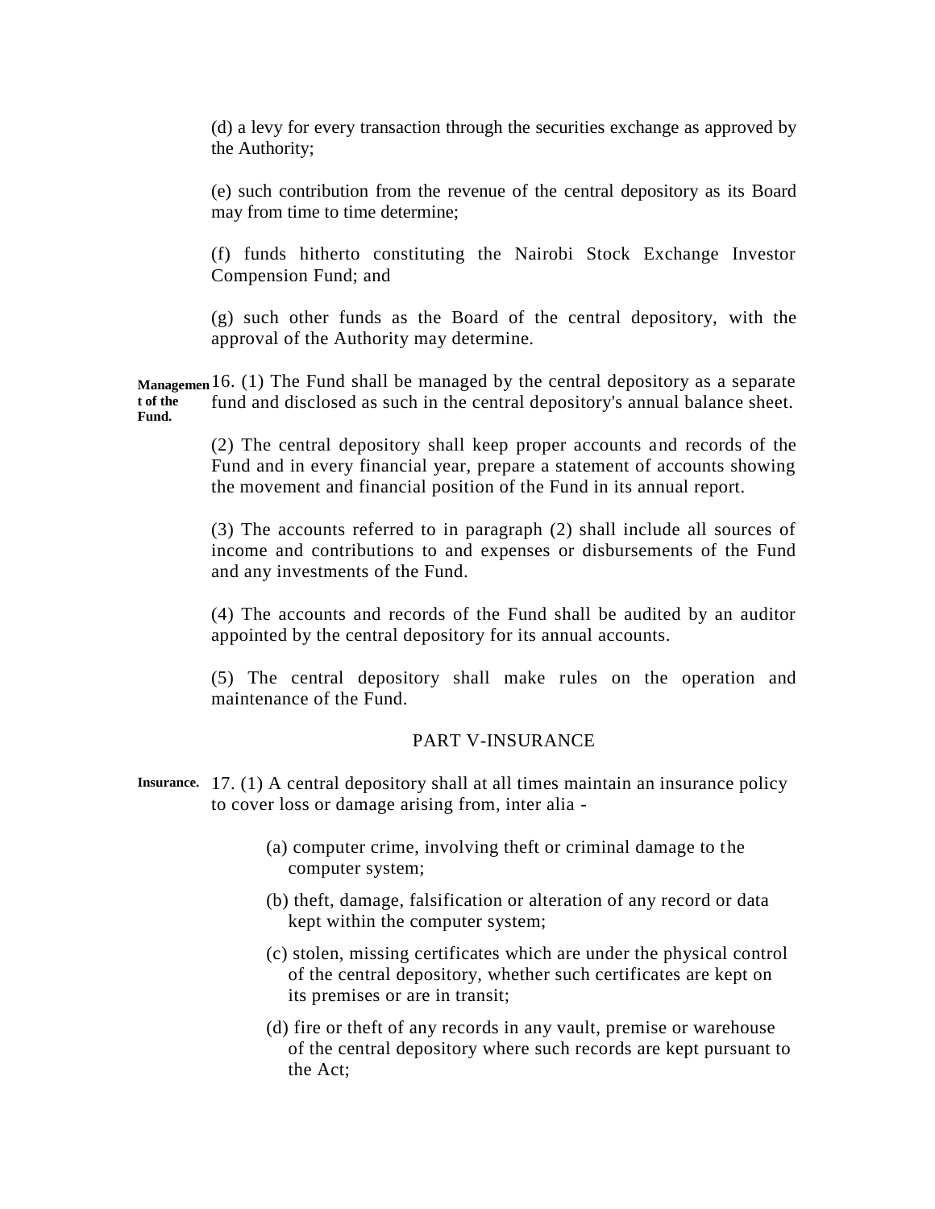(d) a levy for every transaction through the securities exchange as approved by the Authority;

(e) such contribution from the revenue of the central depository as its Board may from time to time determine;

(f) funds hitherto constituting the Nairobi Stock Exchange Investor Compension Fund; and

(g) such other funds as the Board of the central depository, with the approval of the Authority may determine.

**Management of the Fund.**

16. (1) The Fund shall be managed by the central depository as a separate fund and disclosed as such in the central depository's annual balance sheet.

(2) The central depository shall keep proper accounts and records of the Fund and in every financial year, prepare a statement of accounts showing the movement and financial position of the Fund in its annual report.

(3) The accounts referred to in paragraph (2) shall include all sources of income and contributions to and expenses or disbursements of the Fund and any investments of the Fund.

(4) The accounts and records of the Fund shall be audited by an auditor appointed by the central depository for its annual accounts.

(5) The central depository shall make rules on the operation and maintenance of the Fund.

## PART V-INSURANCE

**Insurance.**

17. (1) A central depository shall at all times maintain an insurance policy to cover loss or damage arising from, inter alia -

(a) computer crime, involving theft or criminal damage to the computer system;

(b) theft, damage, falsification or alteration of any record or data kept within the computer system;

(c) stolen, missing certificates which are under the physical control of the central depository, whether such certificates are kept on its premises or are in transit;

(d) fire or theft of any records in any vault, premise or warehouse of the central depository where such records are kept pursuant to the Act;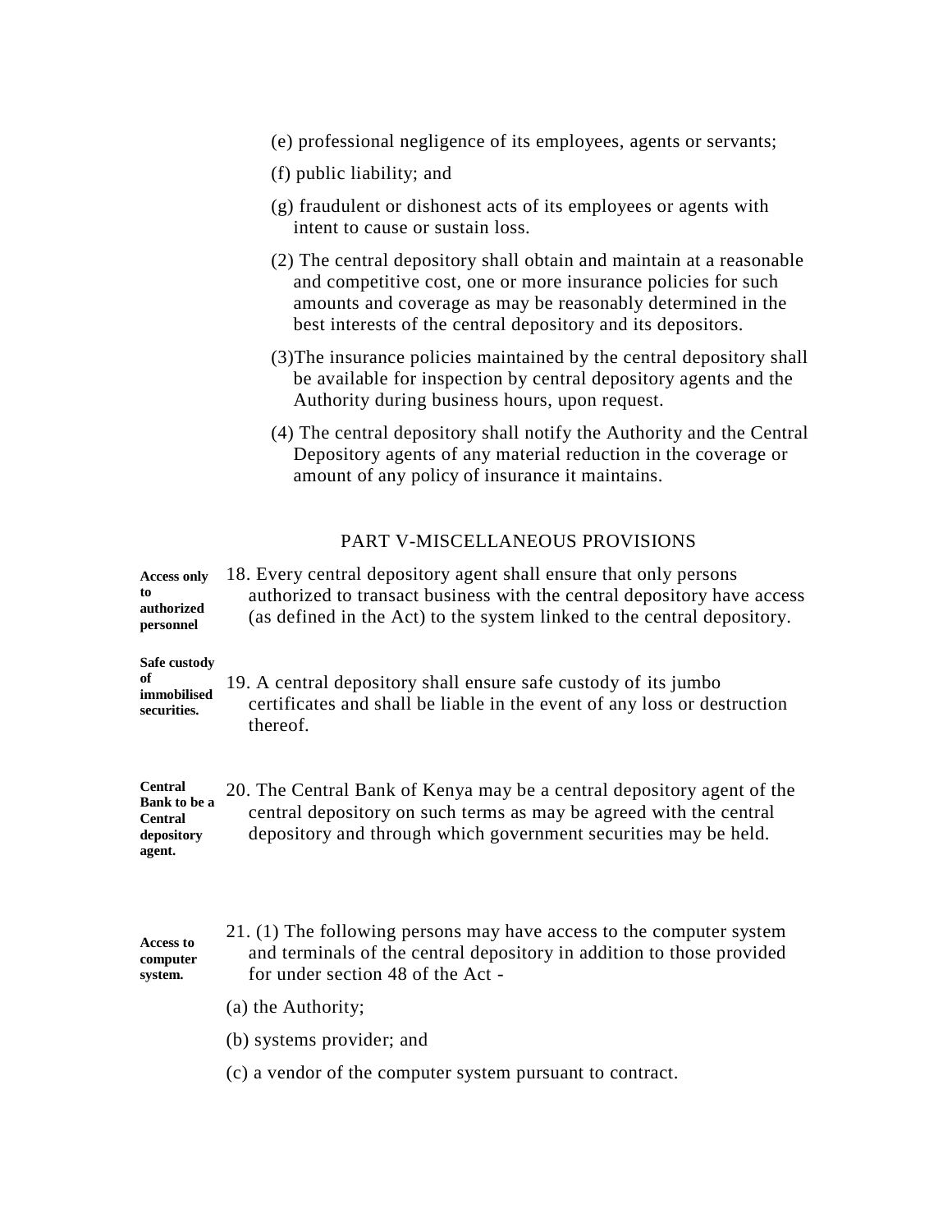(e) professional negligence of its employees, agents or servants;

(f) public liability; and

(g) fraudulent or dishonest acts of its employees or agents with intent to cause or sustain loss.

(2) The central depository shall obtain and maintain at a reasonable and competitive cost, one or more insurance policies for such amounts and coverage as may be reasonably determined in the best interests of the central depository and its depositors.

(3)The insurance policies maintained by the central depository shall be available for inspection by central depository agents and the Authority during business hours, upon request.

(4) The central depository shall notify the Authority and the Central Depository agents of any material reduction in the coverage or amount of any policy of insurance it maintains.

## PART V-MISCELLANEOUS PROVISIONS

**Access only to authorized personnel**

18. Every central depository agent shall ensure that only persons authorized to transact business with the central depository have access (as defined in the Act) to the system linked to the central depository.

**Safe custody of immobilised securities.**

19. A central depository shall ensure safe custody of its jumbo certificates and shall be liable in the event of any loss or destruction thereof.

**Central Bank to be a Central depository agent.**

20. The Central Bank of Kenya may be a central depository agent of the central depository on such terms as may be agreed with the central depository and through which government securities may be held.

**Access to computer system.**

21. (1) The following persons may have access to the computer system and terminals of the central depository in addition to those provided for under section 48 of the Act -

(a) the Authority;

(b) systems provider; and

(c) a vendor of the computer system pursuant to contract.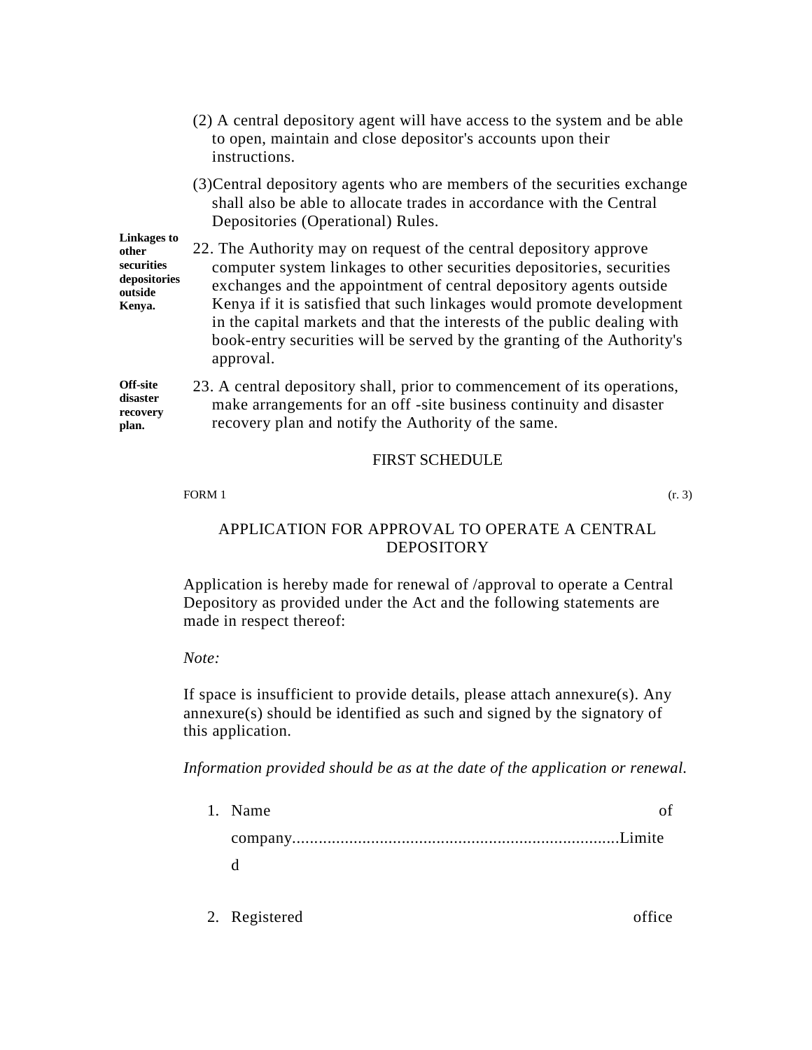(2) A central depository agent will have access to the system and be able to open, maintain and close depositor's accounts upon their instructions.

(3)Central depository agents who are members of the securities exchange shall also be able to allocate trades in accordance with the Central Depositories (Operational) Rules.

**Linkages to other securities depositories outside Kenya.**

22. The Authority may on request of the central depository approve computer system linkages to other securities depositories, securities exchanges and the appointment of central depository agents outside Kenya if it is satisfied that such linkages would promote development in the capital markets and that the interests of the public dealing with book-entry securities will be served by the granting of the Authority's approval.

**Off-site disaster recovery plan.**

23. A central depository shall, prior to commencement of its operations, make arrangements for an off -site business continuity and disaster recovery plan and notify the Authority of the same.

FIRST SCHEDULE

FORM 1 (r. 3)

APPLICATION FOR APPROVAL TO OPERATE A CENTRAL DEPOSITORY

Application is hereby made for renewal of /approval to operate a Central Depository as provided under the Act and the following statements are made in respect thereof:

*Note:*

If space is insufficient to provide details, please attach annexure(s). Any annexure(s) should be identified as such and signed by the signatory of this application.

*Information provided should be as at the date of the application or renewal.*

1. Name of company..........................................................................Limited

2. Registered office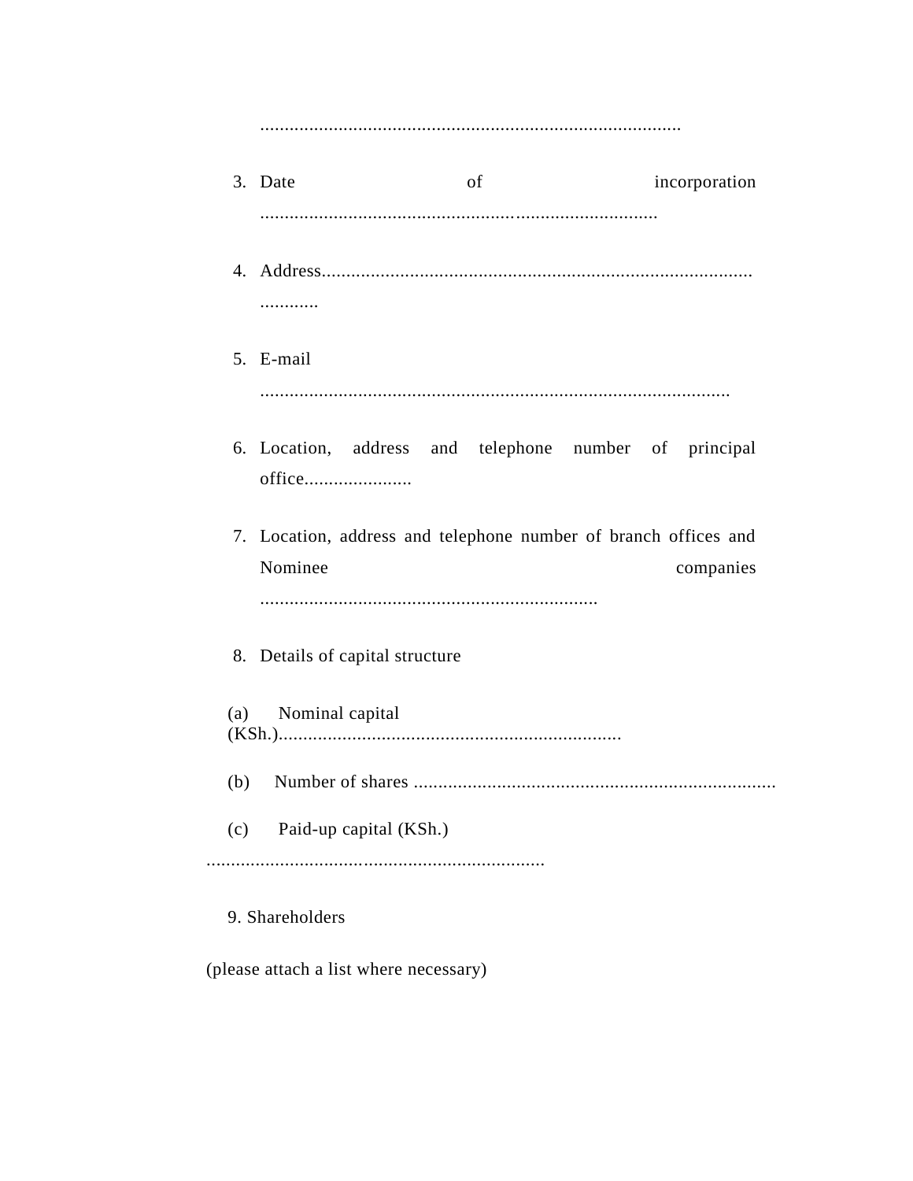.....................................................................................

3. Date of incorporation .................................................................................

4. Address........................................................................................ ............

5. E-mail .................................................................................................

6. Location, address and telephone number of principal office......................

7. Location, address and telephone number of branch offices and Nominee companies .....................................................................

8. Details of capital structure

(a) Nominal capital (KSh.)......................................................................

(b) Number of shares ..........................................................................

(c) Paid-up capital (KSh.) .....................................................................

9. Shareholders

(please attach a list where necessary)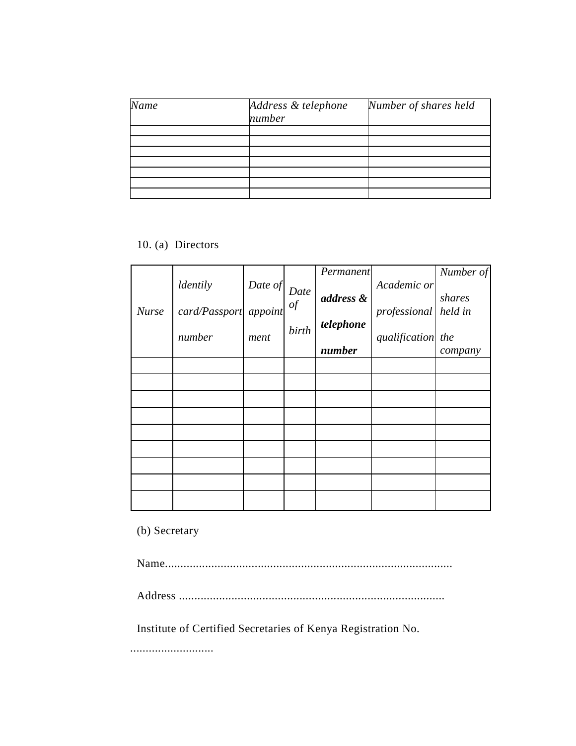| *Name* | *Address & telephone number* | *Number of shares held* |
|---|---|---|
| | | |
| | | |
| | | |
| | | |
| | | |
| | | |
| | | |

10. (a) Directors

| *Nurse* | *ldentily card/Passport number* | *Date of appointment* | *Date of birth* | *Permanent* ***address & telephone number*** | *Academic or professional qualification* | *Number of shares held in the company* |
|---|---|---|---|---|---|---|
| | | | | | | |
| | | | | | | |
| | | | | | | |
| | | | | | | |
| | | | | | | |
| | | | | | | |
| | | | | | | |
| | | | | | | |
| | | | | | | |

(b) Secretary

Name............................................................................................

Address .....................................................................................

Institute of Certified Secretaries of Kenya Registration No.

...........................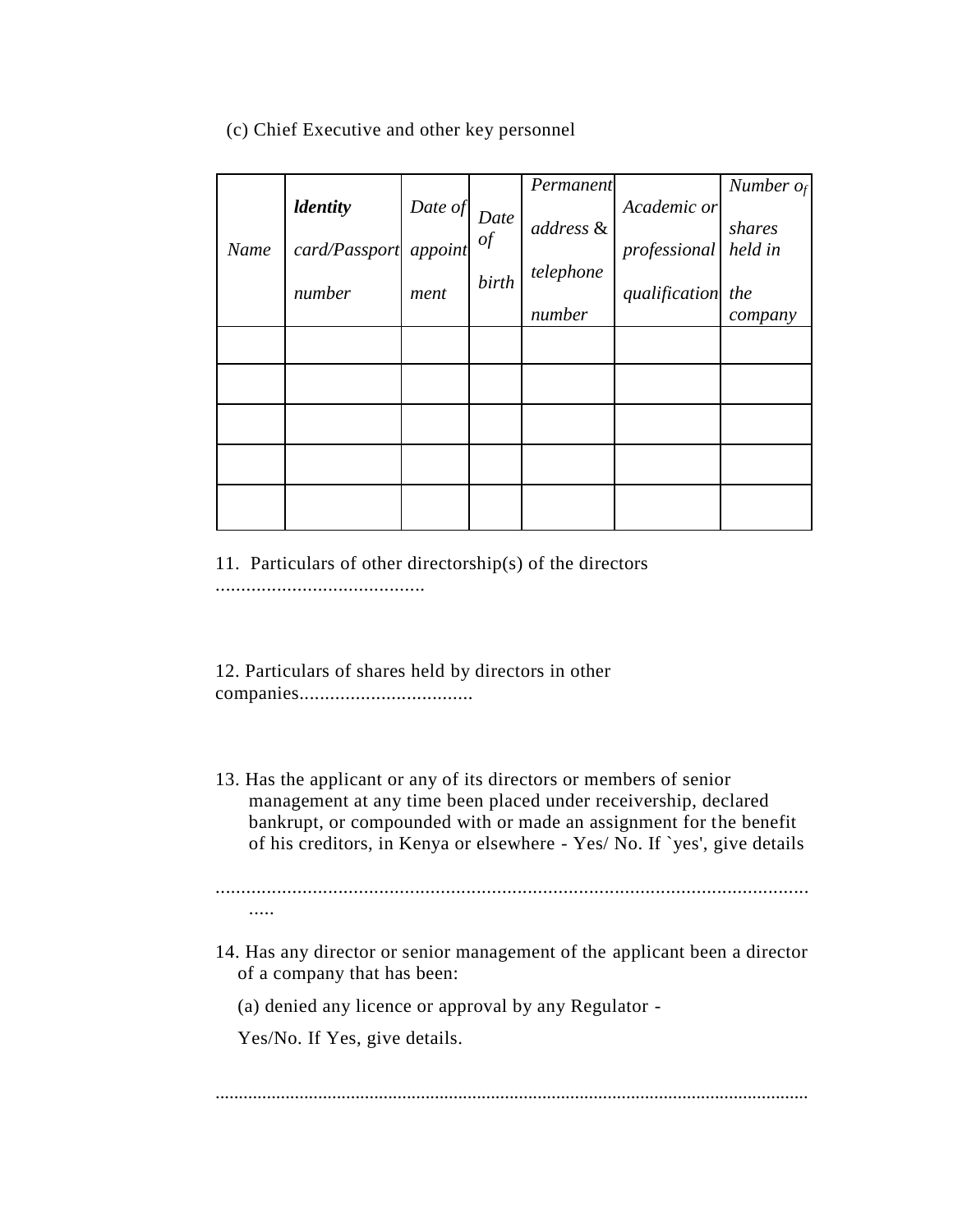(c) Chief Executive and other key personnel

| *Name* | ***ldentity*** *card/Passport number* | *Date of appointment* | *Date of birth* | *Permanent address & telephone number* | *Academic or professional qualification* | *Number of shares held in the company* |
|---|---|---|---|---|---|---|
| | | | | | | |
| | | | | | | |
| | | | | | | |
| | | | | | | |
| | | | | | | |

11. Particulars of other directorship(s) of the directors .........................................

12. Particulars of shares held by directors in other companies.................................

13. Has the applicant or any of its directors or members of senior management at any time been placed under receivership, declared bankrupt, or compounded with or made an assignment for the benefit of his creditors, in Kenya or elsewhere - Yes/ No. If `yes', give details

..........................................................................................................................

14. Has any director or senior management of the applicant been a director of a company that has been:

(a) denied any licence or approval by any Regulator -

Yes/No. If Yes, give details.

..........................................................................................................................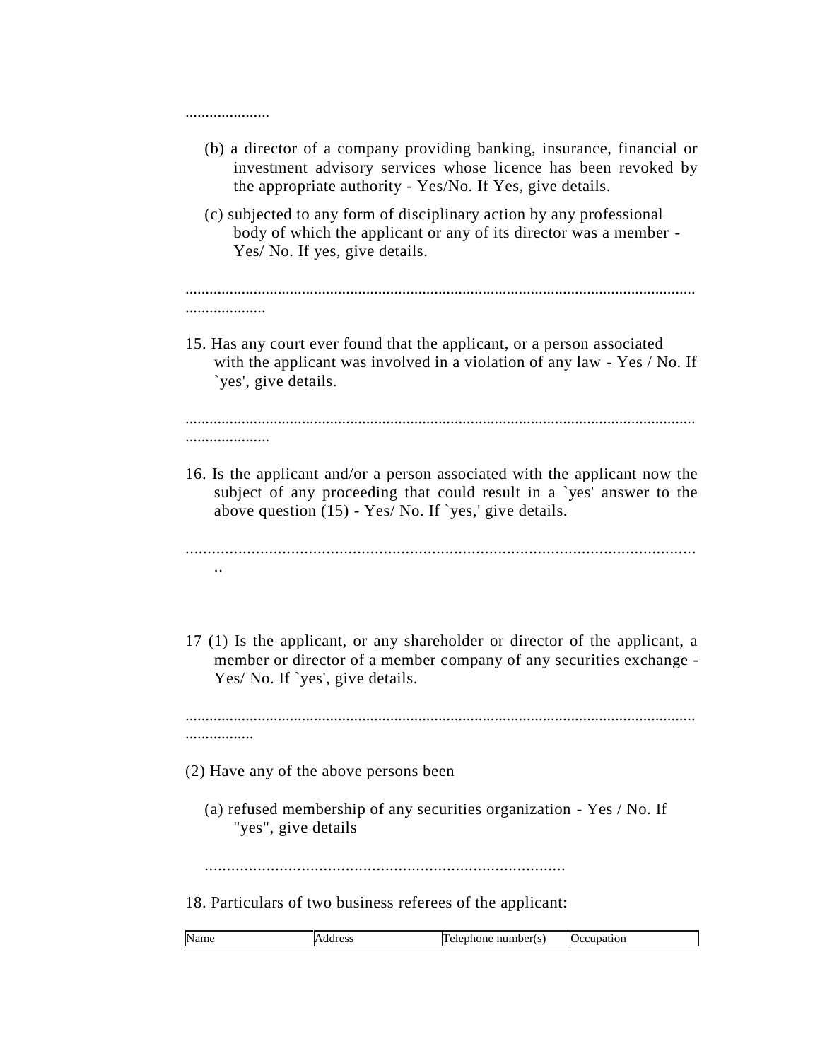.....................

(b) a director of a company providing banking, insurance, financial or investment advisory services whose licence has been revoked by the appropriate authority - Yes/No. If Yes, give details.

(c) subjected to any form of disciplinary action by any professional body of which the applicant or any of its director was a member - Yes/ No. If yes, give details.

..............................................................................................................................
....................

15. Has any court ever found that the applicant, or a person associated with the applicant was involved in a violation of any law - Yes / No. If `yes', give details.

..............................................................................................................................
.....................

16. Is the applicant and/or a person associated with the applicant now the subject of any proceeding that could result in a `yes' answer to the above question (15) - Yes/ No. If `yes,' give details.

......................................................................................................................
..

17 (1) Is the applicant, or any shareholder or director of the applicant, a member or director of a member company of any securities exchange - Yes/ No. If `yes', give details.

..............................................................................................................................
.................

(2) Have any of the above persons been

(a) refused membership of any securities organization - Yes / No. If "yes", give details

..................................................................................

18. Particulars of two business referees of the applicant:

| Name | Address | Telephone number(s) | Occupation |
| --- | --- | --- | --- |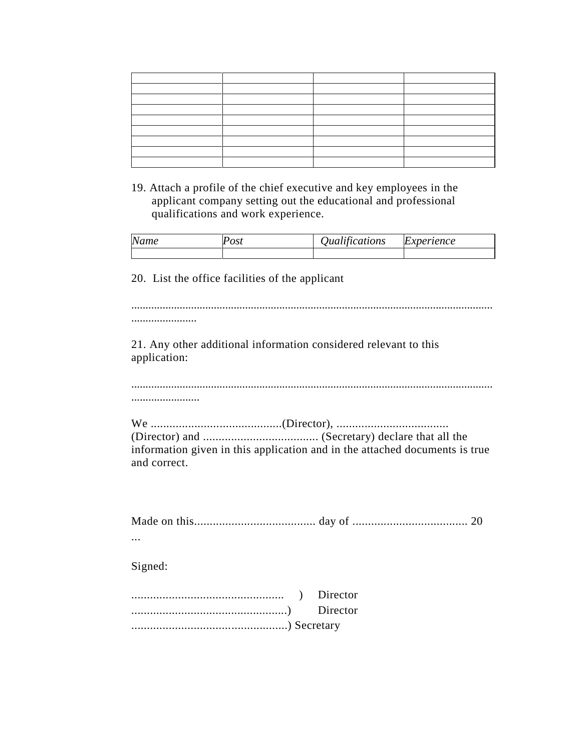| | | | |
|---|---|---|---|
| | | | |
| | | | |
| | | | |
| | | | |
| | | | |
| | | | |
| | | | |
| | | | |
| | | | |

19. Attach a profile of the chief executive and key employees in the applicant company setting out the educational and professional qualifications and work experience.

| *Name* | *Post* | *Qualifications* | *Experience* |
|---|---|---|---|
| | | | |

20. List the office facilities of the applicant

.................................................................................................................................
.......................

21. Any other additional information considered relevant to this application:

.................................................................................................................................
........................

We ..........................................(Director), .................................... (Director) and ..................................... (Secretary) declare that all the information given in this application and in the attached documents is true and correct.

Made on this....................................... day of ..................................... 20 ...

Signed:

................................................. ) Director
..................................................) Director
..................................................) Secretary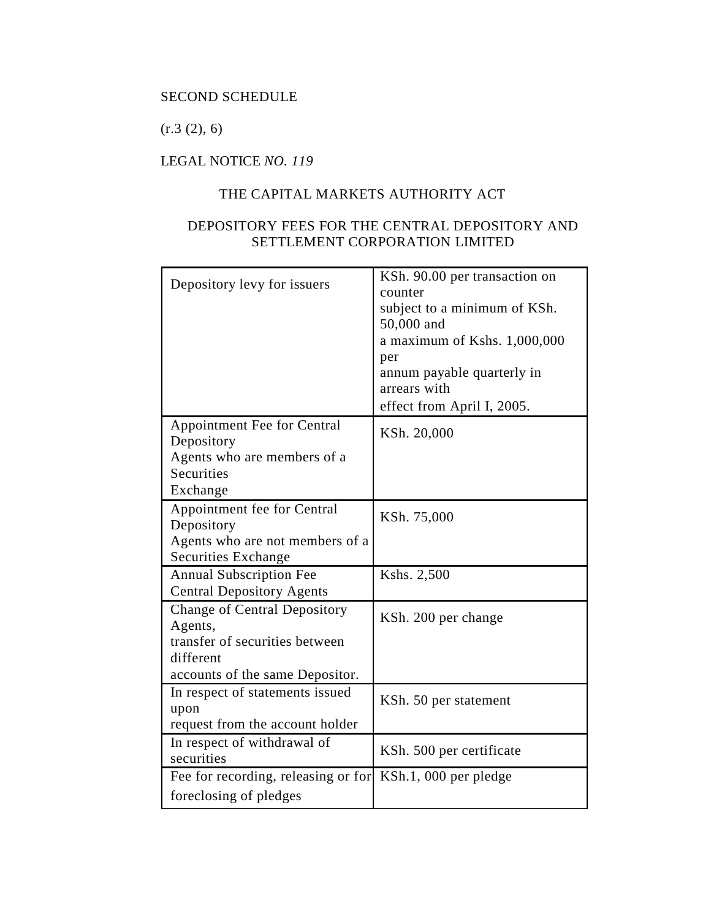SECOND SCHEDULE

(r.3 (2), 6)

LEGAL NOTICE *NO. 119*

THE CAPITAL MARKETS AUTHORITY ACT

DEPOSITORY FEES FOR THE CENTRAL DEPOSITORY AND SETTLEMENT CORPORATION LIMITED

| | |
|---|---|
| Depository levy for issuers | KSh. 90.00 per transaction on counter subject to a minimum of KSh. 50,000 and a maximum of Kshs. 1,000,000 per annum payable quarterly in arrears with effect from April I, 2005. |
| Appointment Fee for Central Depository Agents who are members of a Securities Exchange | KSh. 20,000 |
| Appointment fee for Central Depository Agents who are not members of a Securities Exchange | KSh. 75,000 |
| Annual Subscription Fee Central Depository Agents | Kshs. 2,500 |
| Change of Central Depository Agents, transfer of securities between different accounts of the same Depositor. | KSh. 200 per change |
| In respect of statements issued upon request from the account holder | KSh. 50 per statement |
| In respect of withdrawal of securities | KSh. 500 per certificate |
| Fee for recording, releasing or for foreclosing of pledges | KSh.1, 000 per pledge |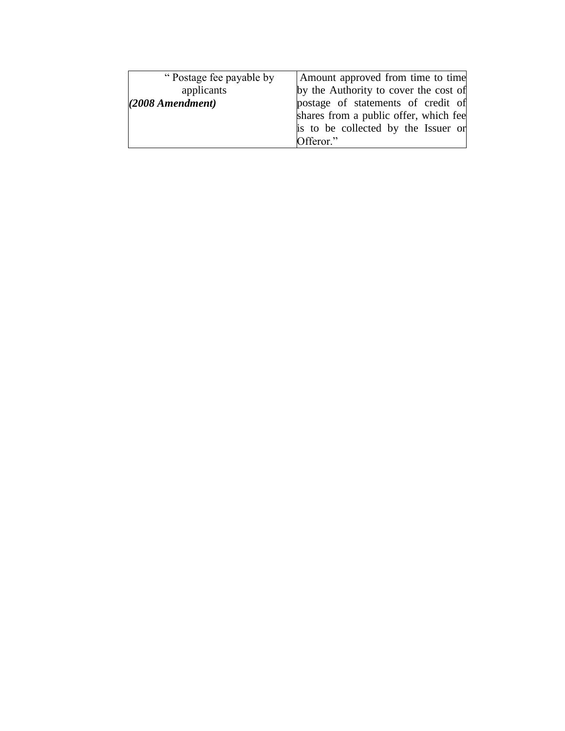| “ Postage fee payable by applicants ***(2008 Amendment)*** | Amount approved from time to time by the Authority to cover the cost of postage of statements of credit of shares from a public offer, which fee is to be collected by the Issuer or Offeror.” |
|---|---|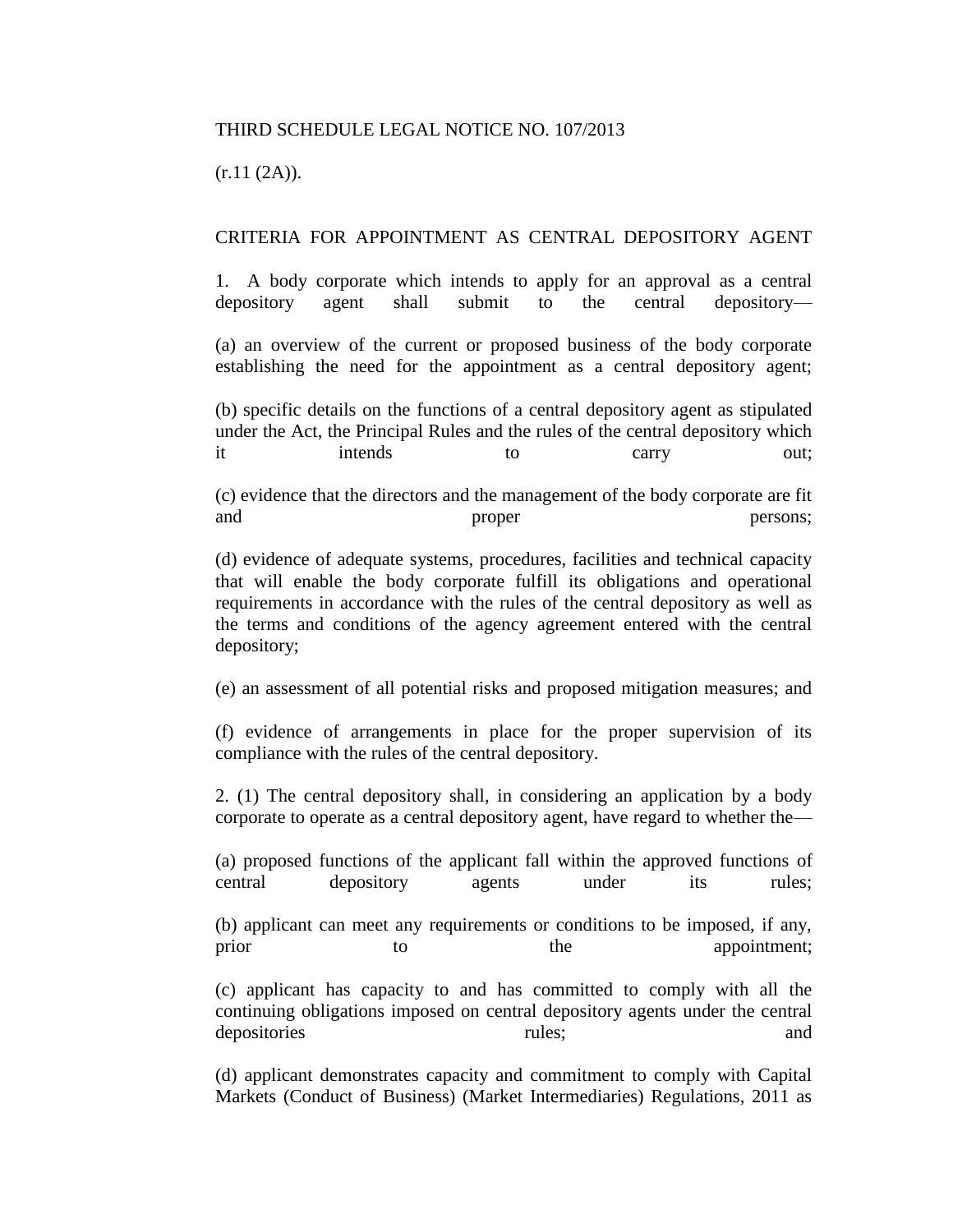THIRD SCHEDULE LEGAL NOTICE NO. 107/2013

(r.11 (2A)).

CRITERIA FOR APPOINTMENT AS CENTRAL DEPOSITORY AGENT

1. A body corporate which intends to apply for an approval as a central depository agent shall submit to the central depository—

(a) an overview of the current or proposed business of the body corporate establishing the need for the appointment as a central depository agent;

(b) specific details on the functions of a central depository agent as stipulated under the Act, the Principal Rules and the rules of the central depository which it intends to carry out;

(c) evidence that the directors and the management of the body corporate are fit and proper persons;

(d) evidence of adequate systems, procedures, facilities and technical capacity that will enable the body corporate fulfill its obligations and operational requirements in accordance with the rules of the central depository as well as the terms and conditions of the agency agreement entered with the central depository;

(e) an assessment of all potential risks and proposed mitigation measures; and

(f) evidence of arrangements in place for the proper supervision of its compliance with the rules of the central depository.

2. (1) The central depository shall, in considering an application by a body corporate to operate as a central depository agent, have regard to whether the—

(a) proposed functions of the applicant fall within the approved functions of central depository agents under its rules;

(b) applicant can meet any requirements or conditions to be imposed, if any, prior to the appointment;

(c) applicant has capacity to and has committed to comply with all the continuing obligations imposed on central depository agents under the central depositories rules; and

(d) applicant demonstrates capacity and commitment to comply with Capital Markets (Conduct of Business) (Market Intermediaries) Regulations, 2011 as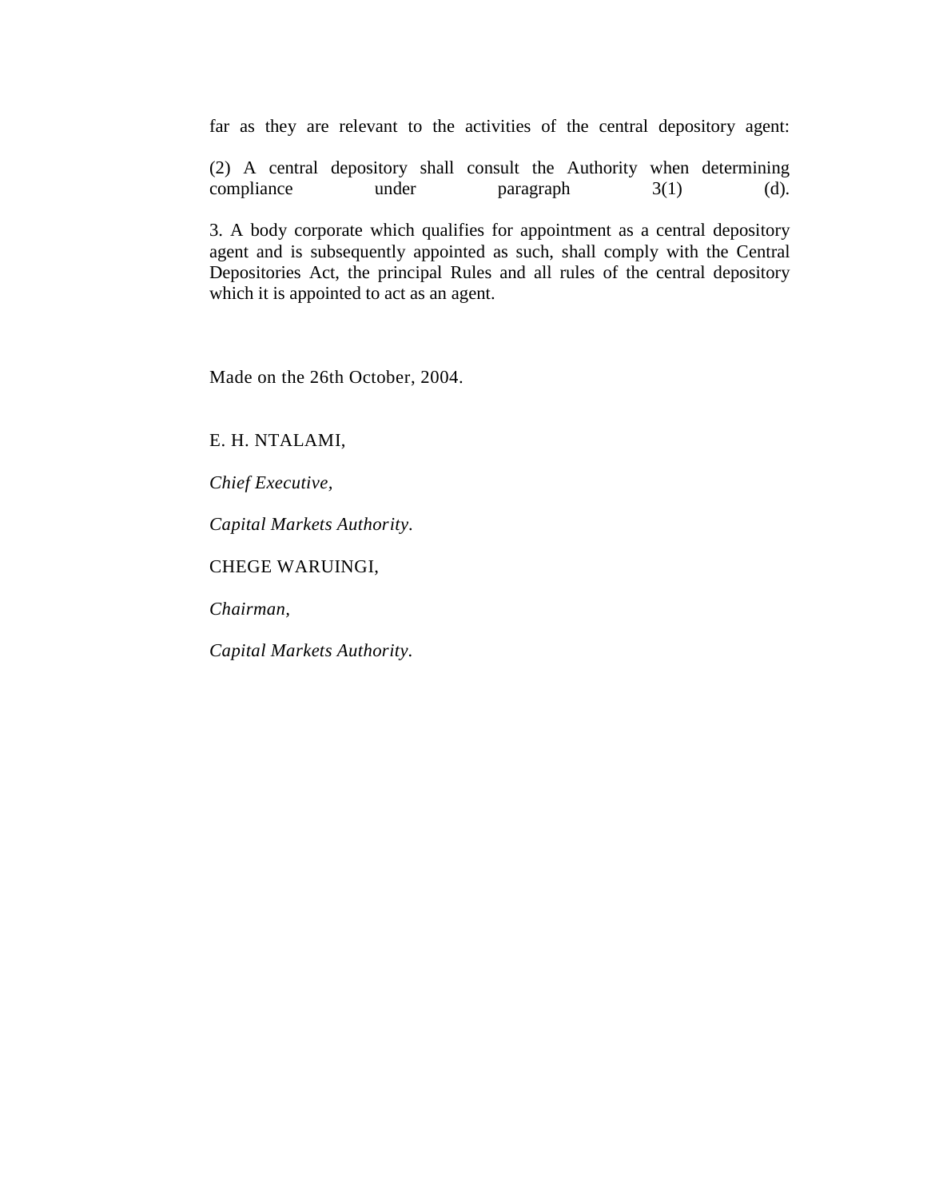far as they are relevant to the activities of the central depository agent:

(2) A central depository shall consult the Authority when determining compliance under paragraph 3(1) (d).

3. A body corporate which qualifies for appointment as a central depository agent and is subsequently appointed as such, shall comply with the Central Depositories Act, the principal Rules and all rules of the central depository which it is appointed to act as an agent.

Made on the 26th October, 2004.

E. H. NTALAMI,

*Chief Executive,*

*Capital Markets Authority.*

CHEGE WARUINGI,

*Chairman,*

*Capital Markets Authority.*